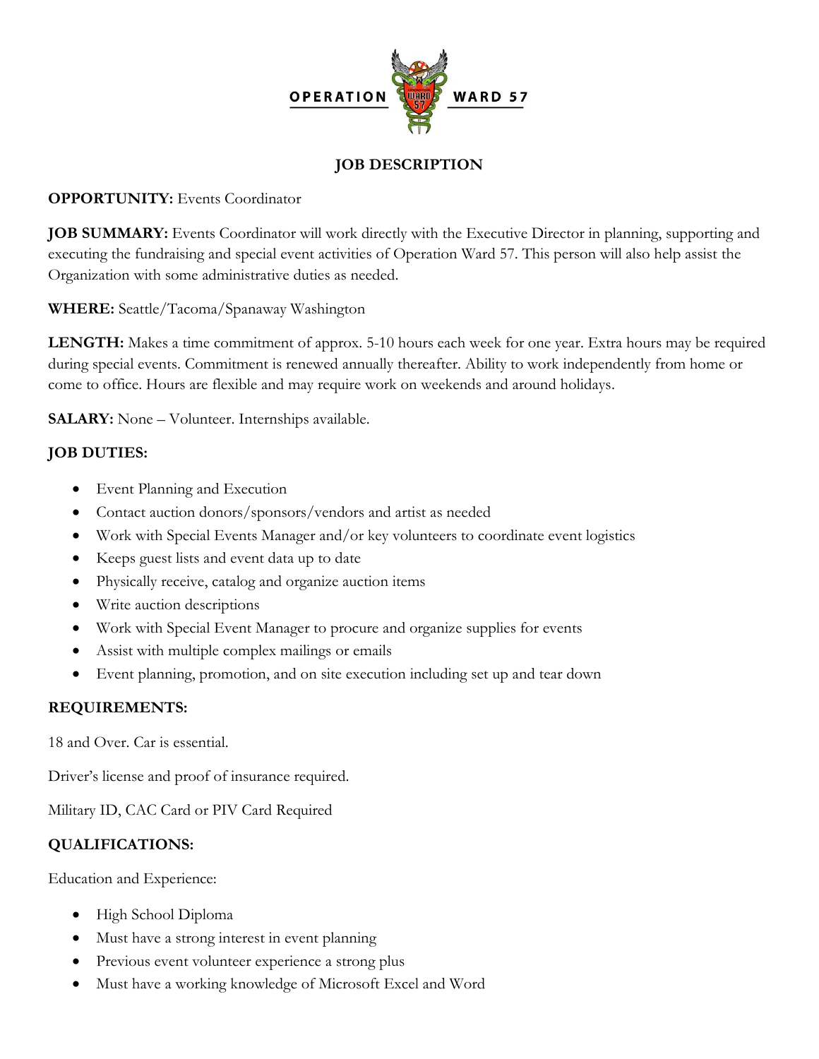OPERATION WARD 57

# JOB DESCRIPTION

**OPPORTUNITY:** Events Coordinator

**JOB SUMMARY:** Events Coordinator will work directly with the Executive Director in planning, supporting and executing the fundraising and special event activities of Operation Ward 57. This person will also help assist the Organization with some administrative duties as needed.

**WHERE:** Seattle/Tacoma/Spanaway Washington

**LENGTH:** Makes a time commitment of approx. 5-10 hours each week for one year. Extra hours may be required during special events. Commitment is renewed annually thereafter. Ability to work independently from home or come to office. Hours are flexible and may require work on weekends and around holidays.

**SALARY:** None – Volunteer. Internships available.

**JOB DUTIES:**

- Event Planning and Execution
- Contact auction donors/sponsors/vendors and artist as needed
- Work with Special Events Manager and/or key volunteers to coordinate event logistics
- Keeps guest lists and event data up to date
- Physically receive, catalog and organize auction items
- Write auction descriptions
- Work with Special Event Manager to procure and organize supplies for events
- Assist with multiple complex mailings or emails
- Event planning, promotion, and on site execution including set up and tear down

**REQUIREMENTS:**

18 and Over. Car is essential.

Driver's license and proof of insurance required.

Military ID, CAC Card or PIV Card Required

**QUALIFICATIONS:**

Education and Experience:

- High School Diploma
- Must have a strong interest in event planning
- Previous event volunteer experience a strong plus
- Must have a working knowledge of Microsoft Excel and Word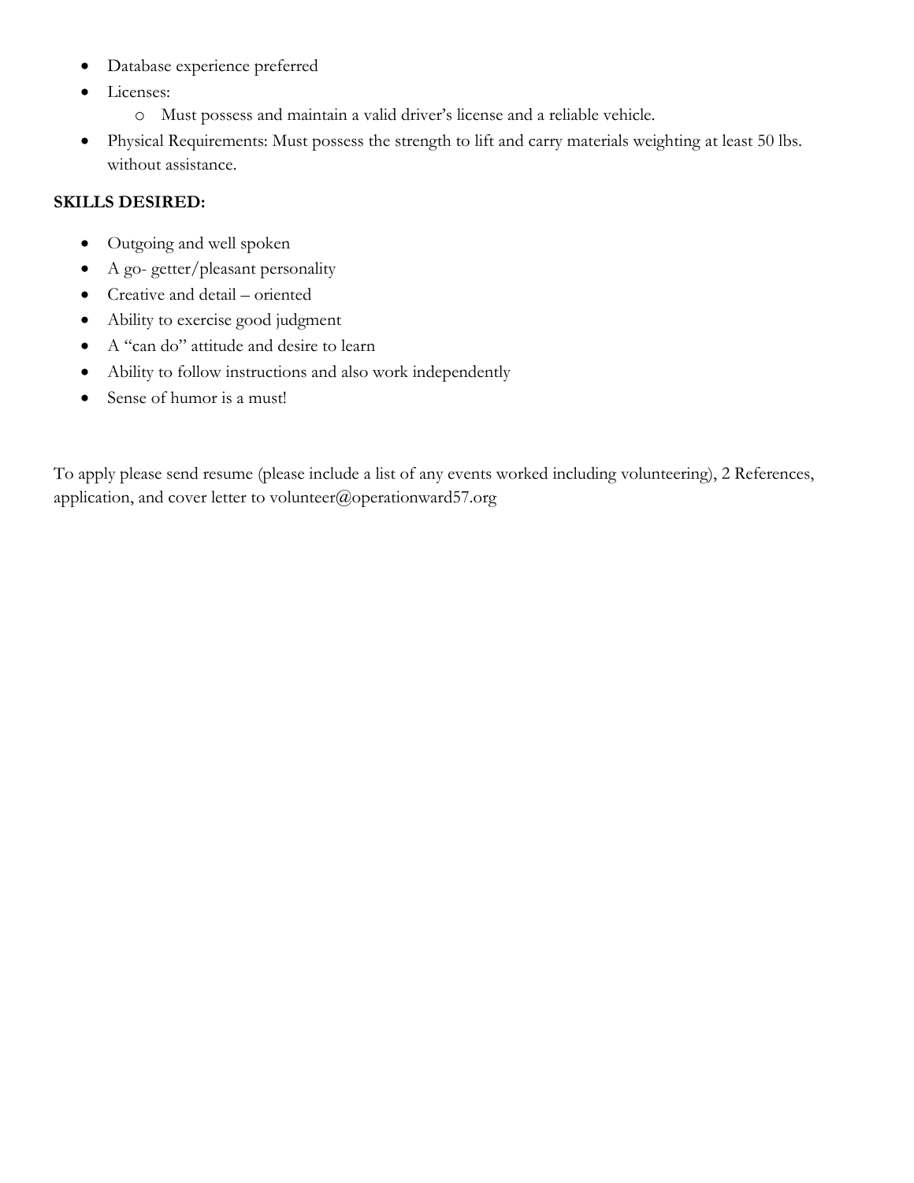- Database experience preferred
- Licenses:
    - Must possess and maintain a valid driver's license and a reliable vehicle.
- Physical Requirements: Must possess the strength to lift and carry materials weighting at least 50 lbs. without assistance.

**SKILLS DESIRED:**

- Outgoing and well spoken
- A go- getter/pleasant personality
- Creative and detail – oriented
- Ability to exercise good judgment
- A "can do" attitude and desire to learn
- Ability to follow instructions and also work independently
- Sense of humor is a must!

To apply please send resume (please include a list of any events worked including volunteering), 2 References, application, and cover letter to volunteer@operationward57.org